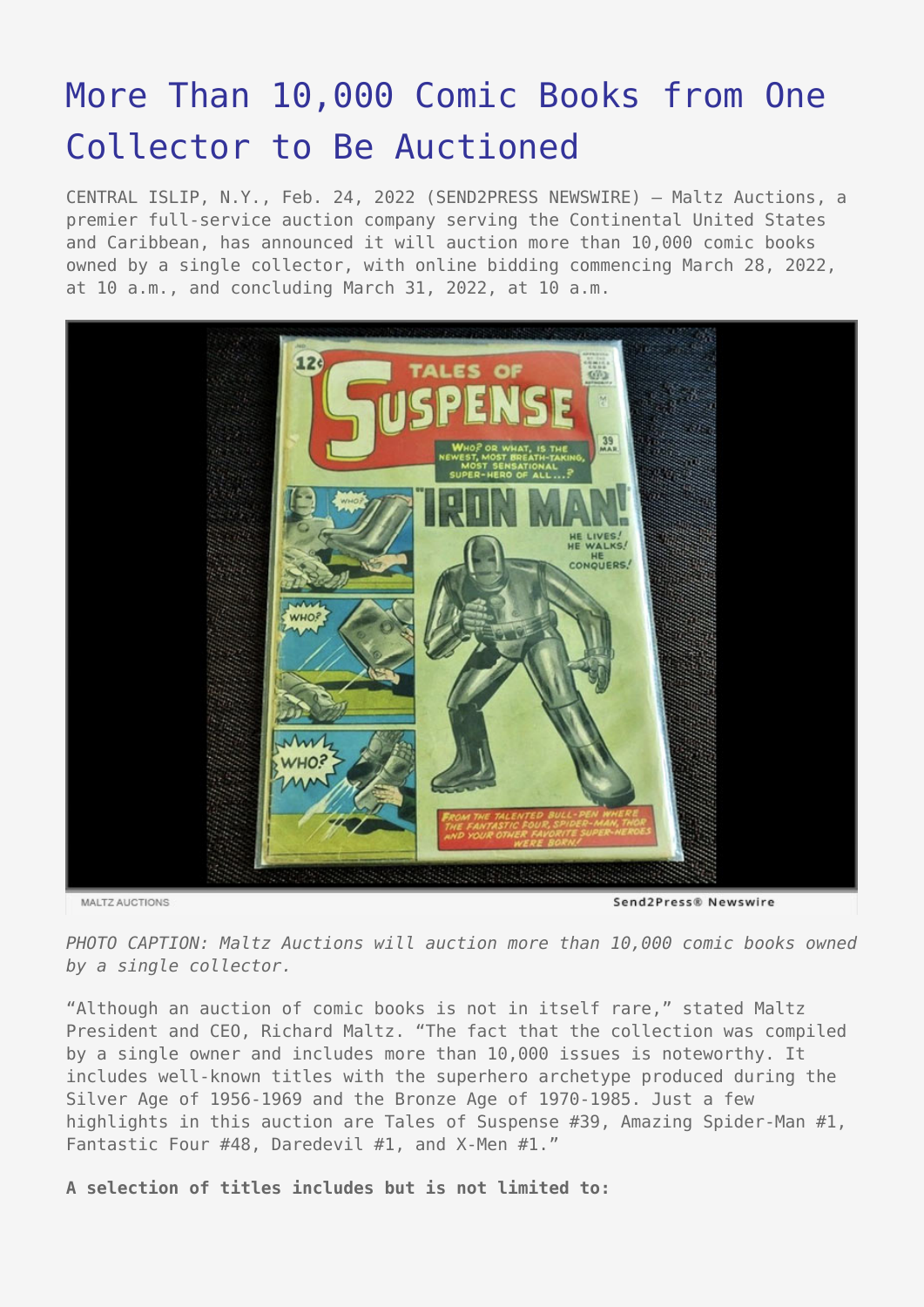# More Than 10,000 Comic Books from One Collector to Be Auctioned

CENTRAL ISLIP, N.Y., Feb. 24, 2022 (SEND2PRESS NEWSWIRE) — Maltz Auctions, a premier full-service auction company serving the Continental United States and Caribbean, has announced it will auction more than 10,000 comic books owned by a single collector, with online bidding commencing March 28, 2022, at 10 a.m., and concluding March 31, 2022, at 10 a.m.

*PHOTO CAPTION: Maltz Auctions will auction more than 10,000 comic books owned by a single collector.*

“Although an auction of comic books is not in itself rare,” stated Maltz President and CEO, Richard Maltz. “The fact that the collection was compiled by a single owner and includes more than 10,000 issues is noteworthy. It includes well-known titles with the superhero archetype produced during the Silver Age of 1956-1969 and the Bronze Age of 1970-1985. Just a few highlights in this auction are Tales of Suspense #39, Amazing Spider-Man #1, Fantastic Four #48, Daredevil #1, and X-Men #1.”

**A selection of titles includes but is not limited to:**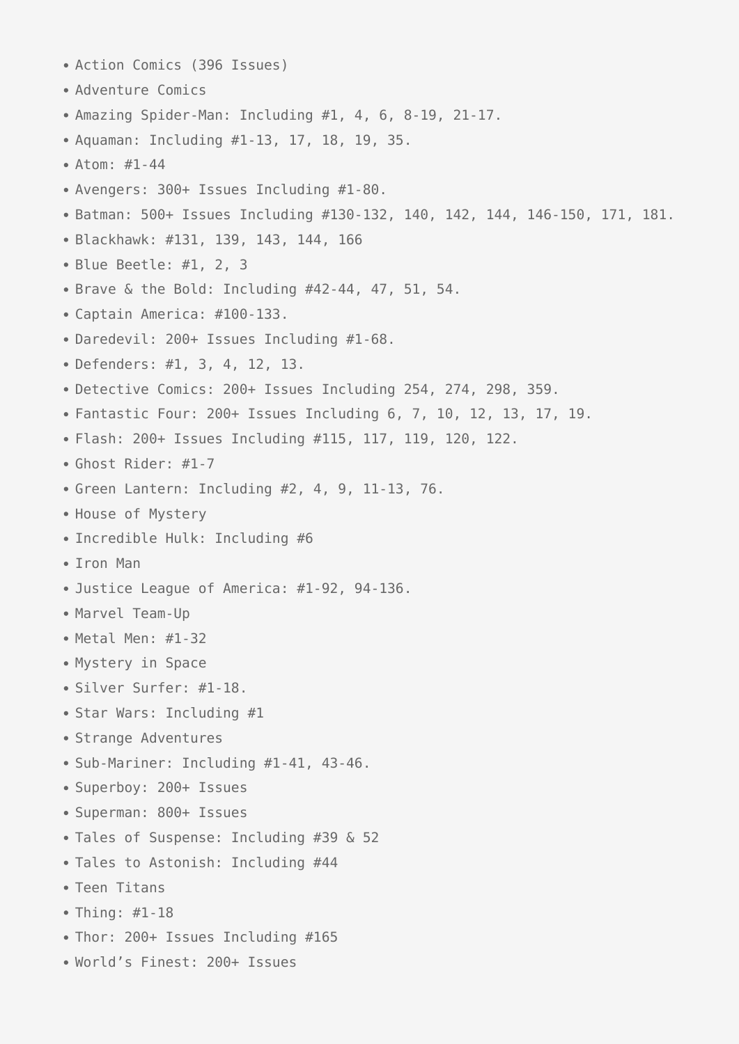- Action Comics (396 Issues)
- Adventure Comics
- Amazing Spider-Man: Including #1, 4, 6, 8-19, 21-17.
- Aquaman: Including #1-13, 17, 18, 19, 35.
- Atom: #1-44
- Avengers: 300+ Issues Including #1-80.
- Batman: 500+ Issues Including #130-132, 140, 142, 144, 146-150, 171, 181.
- Blackhawk: #131, 139, 143, 144, 166
- Blue Beetle: #1, 2, 3
- Brave & the Bold: Including #42-44, 47, 51, 54.
- Captain America: #100-133.
- Daredevil: 200+ Issues Including #1-68.
- Defenders: #1, 3, 4, 12, 13.
- Detective Comics: 200+ Issues Including 254, 274, 298, 359.
- Fantastic Four: 200+ Issues Including 6, 7, 10, 12, 13, 17, 19.
- Flash: 200+ Issues Including #115, 117, 119, 120, 122.
- Ghost Rider: #1-7
- Green Lantern: Including #2, 4, 9, 11-13, 76.
- House of Mystery
- Incredible Hulk: Including #6
- Iron Man
- Justice League of America: #1-92, 94-136.
- Marvel Team-Up
- Metal Men: #1-32
- Mystery in Space
- Silver Surfer: #1-18.
- Star Wars: Including #1
- Strange Adventures
- Sub-Mariner: Including #1-41, 43-46.
- Superboy: 200+ Issues
- Superman: 800+ Issues
- Tales of Suspense: Including #39 & 52
- Tales to Astonish: Including #44
- Teen Titans
- Thing: #1-18
- Thor: 200+ Issues Including #165
- World's Finest: 200+ Issues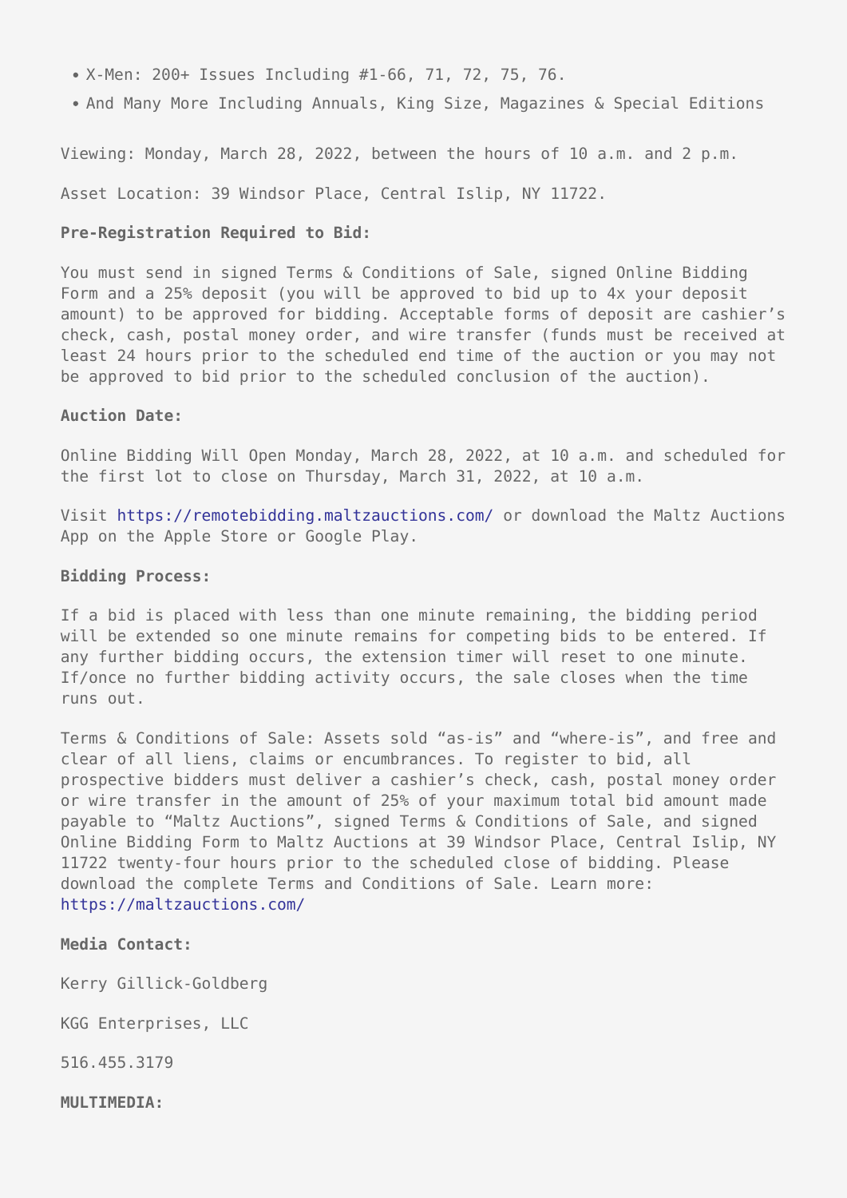- X-Men: 200+ Issues Including #1-66, 71, 72, 75, 76.
- And Many More Including Annuals, King Size, Magazines & Special Editions

Viewing: Monday, March 28, 2022, between the hours of 10 a.m. and 2 p.m.

Asset Location: 39 Windsor Place, Central Islip, NY 11722.

**Pre-Registration Required to Bid:**

You must send in signed Terms & Conditions of Sale, signed Online Bidding Form and a 25% deposit (you will be approved to bid up to 4x your deposit amount) to be approved for bidding. Acceptable forms of deposit are cashier's check, cash, postal money order, and wire transfer (funds must be received at least 24 hours prior to the scheduled end time of the auction or you may not be approved to bid prior to the scheduled conclusion of the auction).

**Auction Date:**

Online Bidding Will Open Monday, March 28, 2022, at 10 a.m. and scheduled for the first lot to close on Thursday, March 31, 2022, at 10 a.m.

Visit https://remotebidding.maltzauctions.com/ or download the Maltz Auctions App on the Apple Store or Google Play.

**Bidding Process:**

If a bid is placed with less than one minute remaining, the bidding period will be extended so one minute remains for competing bids to be entered. If any further bidding occurs, the extension timer will reset to one minute. If/once no further bidding activity occurs, the sale closes when the time runs out.

Terms & Conditions of Sale: Assets sold "as-is" and "where-is", and free and clear of all liens, claims or encumbrances. To register to bid, all prospective bidders must deliver a cashier's check, cash, postal money order or wire transfer in the amount of 25% of your maximum total bid amount made payable to "Maltz Auctions", signed Terms & Conditions of Sale, and signed Online Bidding Form to Maltz Auctions at 39 Windsor Place, Central Islip, NY 11722 twenty-four hours prior to the scheduled close of bidding. Please download the complete Terms and Conditions of Sale. Learn more: https://maltzauctions.com/

**Media Contact:**

Kerry Gillick-Goldberg

KGG Enterprises, LLC

516.455.3179

**MULTIMEDIA:**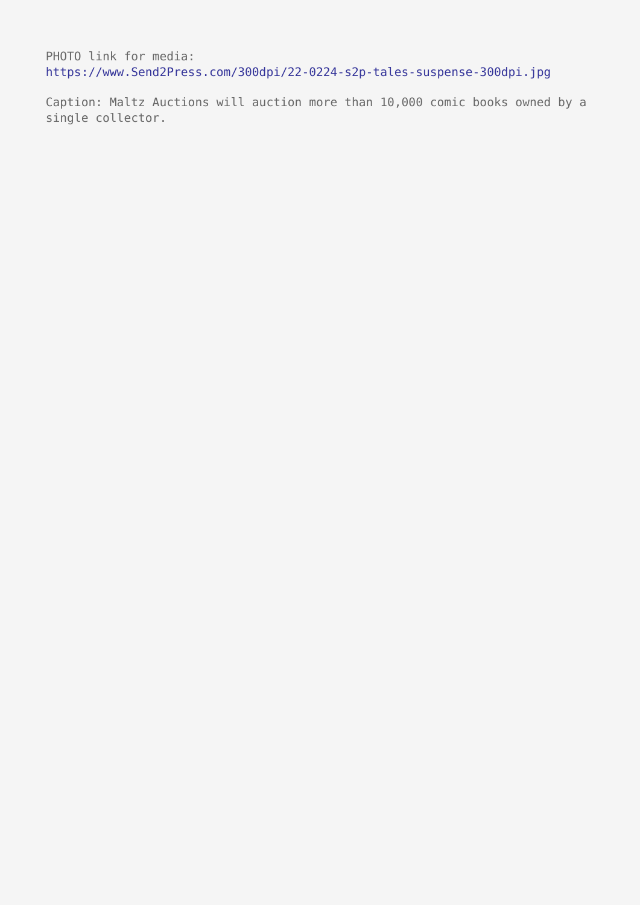PHOTO link for media:
https://www.Send2Press.com/300dpi/22-0224-s2p-tales-suspense-300dpi.jpg

Caption: Maltz Auctions will auction more than 10,000 comic books owned by a single collector.